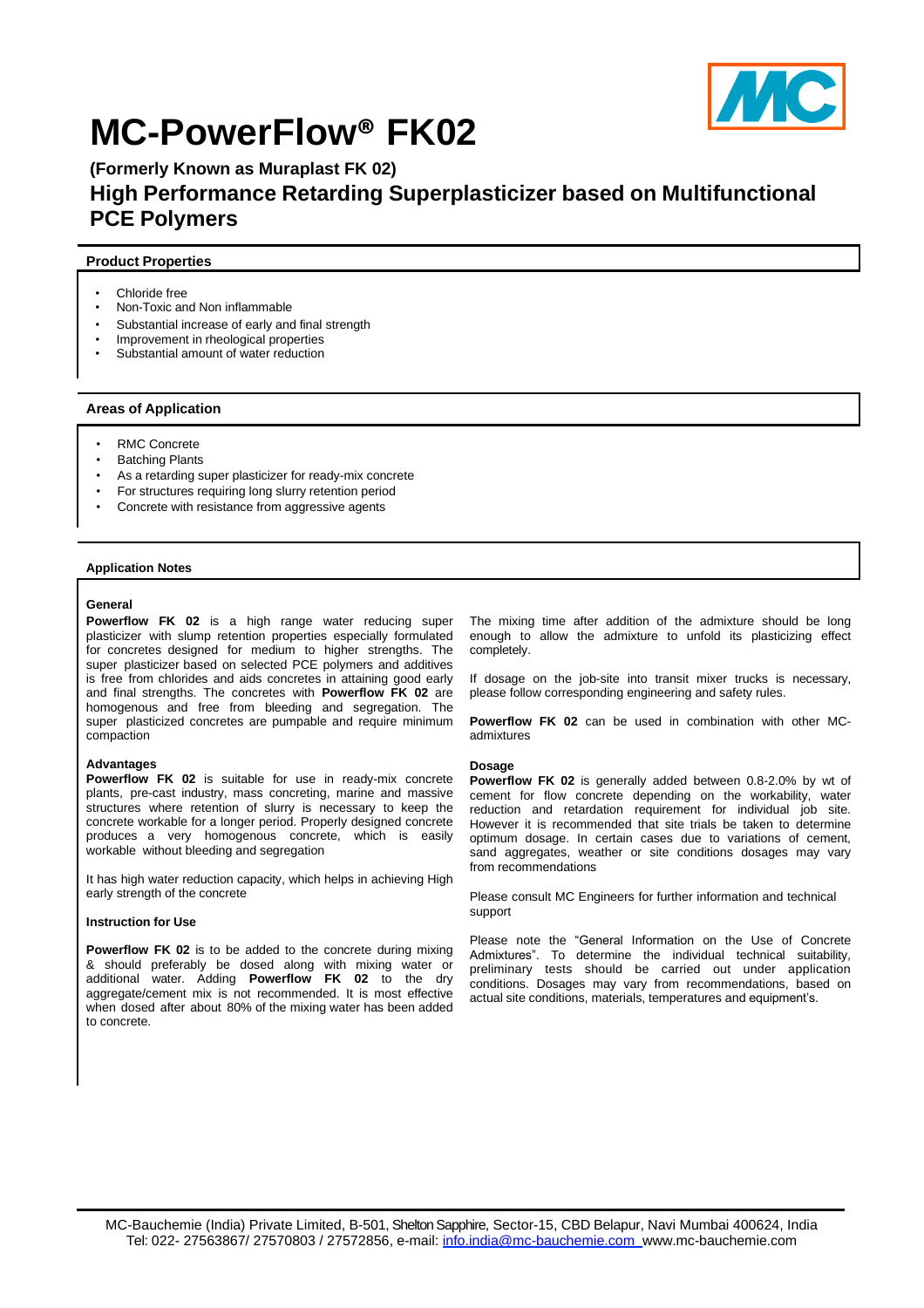# MC-PowerFlow® FK02

**(Formerly Known as Muraplast FK 02)**

## High Performance Retarding Superplasticizer based on Multifunctional PCE Polymers

### Product Properties

- Chloride free
- Non-Toxic and Non inflammable
- Substantial increase of early and final strength
- Improvement in rheological properties
- Substantial amount of water reduction

### Areas of Application

- RMC Concrete
- Batching Plants
- As a retarding super plasticizer for ready-mix concrete
- For structures requiring long slurry retention period
- Concrete with resistance from aggressive agents

### Application Notes

**General**

**Powerflow FK 02** is a high range water reducing super plasticizer with slump retention properties especially formulated for concretes designed for medium to higher strengths. The super plasticizer based on selected PCE polymers and additives is free from chlorides and aids concretes in attaining good early and final strengths. The concretes with **Powerflow FK 02** are homogenous and free from bleeding and segregation. The super plasticized concretes are pumpable and require minimum compaction

**Advantages**

**Powerflow FK 02** is suitable for use in ready-mix concrete plants, pre-cast industry, mass concreting, marine and massive structures where retention of slurry is necessary to keep the concrete workable for a longer period. Properly designed concrete produces a very homogenous concrete, which is easily workable without bleeding and segregation

It has high water reduction capacity, which helps in achieving High early strength of the concrete

**Instruction for Use**

**Powerflow FK 02** is to be added to the concrete during mixing & should preferably be dosed along with mixing water or additional water. Adding **Powerflow FK 02** to the dry aggregate/cement mix is not recommended. It is most effective when dosed after about 80% of the mixing water has been added to concrete.

The mixing time after addition of the admixture should be long enough to allow the admixture to unfold its plasticizing effect completely.

If dosage on the job-site into transit mixer trucks is necessary, please follow corresponding engineering and safety rules.

**Powerflow FK 02** can be used in combination with other MC-admixtures

**Dosage**

**Powerflow FK 02** is generally added between 0.8-2.0% by wt of cement for flow concrete depending on the workability, water reduction and retardation requirement for individual job site. However it is recommended that site trials be taken to determine optimum dosage. In certain cases due to variations of cement, sand aggregates, weather or site conditions dosages may vary from recommendations

Please consult MC Engineers for further information and technical support

Please note the "General Information on the Use of Concrete Admixtures". To determine the individual technical suitability, preliminary tests should be carried out under application conditions. Dosages may vary from recommendations, based on actual site conditions, materials, temperatures and equipment's.

MC-Bauchemie (India) Private Limited, B-501, Shelton Sapphire, Sector-15, CBD Belapur, Navi Mumbai 400624, India
Tel: 022- 27563867/ 27570803 / 27572856, e-mail: info.india@mc-bauchemie.com www.mc-bauchemie.com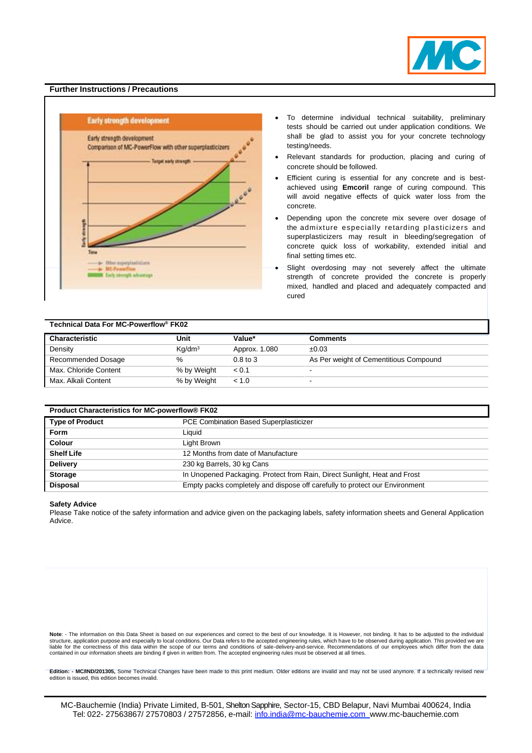## Further Instructions / Precautions

Early strength development

Early strength development
Comparison of MC-PowerFlow with other superplasticizers

Target early strength

Early strength

Time

Other superplasticizers
MC-PowerFlow
Early strength advantage

- To determine individual technical suitability, preliminary tests should be carried out under application conditions. We shall be glad to assist you for your concrete technology testing/needs.
- Relevant standards for production, placing and curing of concrete should be followed.
- Efficient curing is essential for any concrete and is best-achieved using **Emcoril** range of curing compound. This will avoid negative effects of quick water loss from the concrete.
- Depending upon the concrete mix severe over dosage of the admixture especially retarding plasticizers and superplasticizers may result in bleeding/segregation of concrete quick loss of workability, extended initial and final setting times etc.
- Slight overdosing may not severely affect the ultimate strength of concrete provided the concrete is properly mixed, handled and placed and adequately compacted and cured

## Technical Data For MC-Powerflow® FK02

| Characteristic | Unit | Value* | Comments |
|---|---|---|---|
| Density | Kg/dm³ | Approx. 1.080 | ±0.03 |
| Recommended Dosage | % | 0.8 to 3 | As Per weight of Cementitious Compound |
| Max. Chloride Content | % by Weight | < 0.1 | - |
| Max. Alkali Content | % by Weight | < 1.0 | - |

## Product Characteristics for MC-powerflow® FK02

| | |
|---|---|
| **Type of Product** | PCE Combination Based Superplasticizer |
| **Form** | Liquid |
| **Colour** | Light Brown |
| **Shelf Life** | 12 Months from date of Manufacture |
| **Delivery** | 230 kg Barrels, 30 kg Cans |
| **Storage** | In Unopened Packaging. Protect from Rain, Direct Sunlight, Heat and Frost |
| **Disposal** | Empty packs completely and dispose off carefully to protect our Environment |

**Safety Advice**
Please Take notice of the safety information and advice given on the packaging labels, safety information sheets and General Application Advice.

**Note**: - The information on this Data Sheet is based on our experiences and correct to the best of our knowledge. It is However, not binding. It has to be adjusted to the individual structure, application purpose and especially to local conditions. Our Data refers to the accepted engineering rules, which have to be observed during application. This provided we are liable for the correctness of this data within the scope of our terms and conditions of sale-delivery-and-service. Recommendations of our employees which differ from the data contained in our information sheets are binding if given in written from. The accepted engineering rules must be observed at all times.

**Edition: - MC/IND/201305,** Some Technical Changes have been made to this print medium. Older editions are invalid and may not be used anymore. If a technically revised new edition is issued, this edition becomes invalid.

MC-Bauchemie (India) Private Limited, B-501, Shelton Sapphire, Sector-15, CBD Belapur, Navi Mumbai 400624, India
Tel: 022- 27563867/ 27570803 / 27572856, e-mail: info.india@mc-bauchemie.com www.mc-bauchemie.com